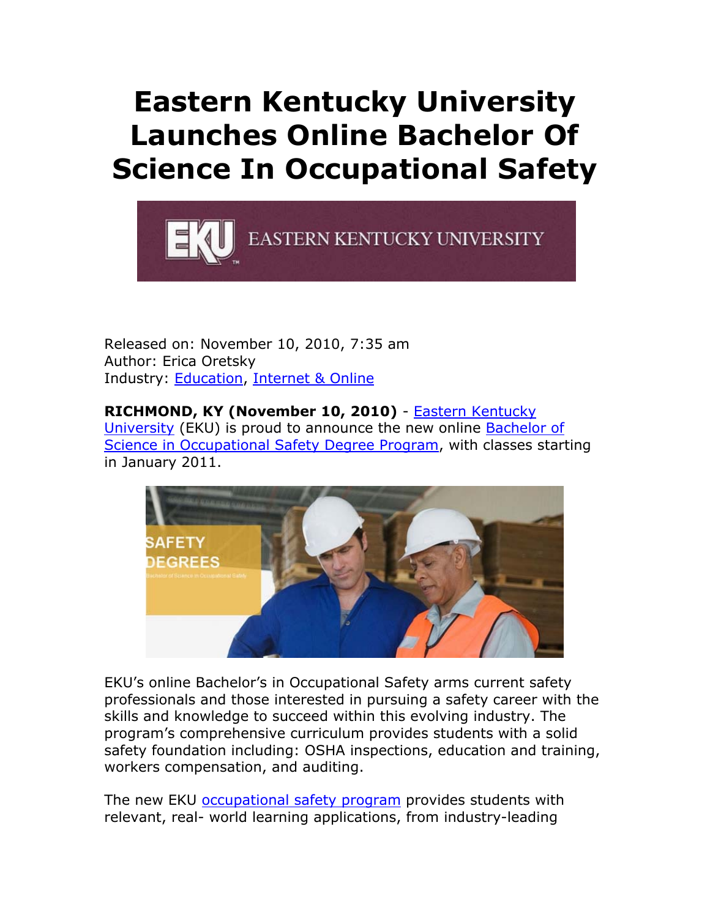# Eastern Kentucky University Launches Online Bachelor Of Science In Occupational Safety

Released on: November 10, 2010, 7:35 am
Author: Erica Oretsky
Industry: Education, Internet & Online

**RICHMOND, KY (November 10, 2010)** - Eastern Kentucky University (EKU) is proud to announce the new online Bachelor of Science in Occupational Safety Degree Program, with classes starting in January 2011.

EKU's online Bachelor's in Occupational Safety arms current safety professionals and those interested in pursuing a safety career with the skills and knowledge to succeed within this evolving industry. The program's comprehensive curriculum provides students with a solid safety foundation including: OSHA inspections, education and training, workers compensation, and auditing.

The new EKU occupational safety program provides students with relevant, real- world learning applications, from industry-leading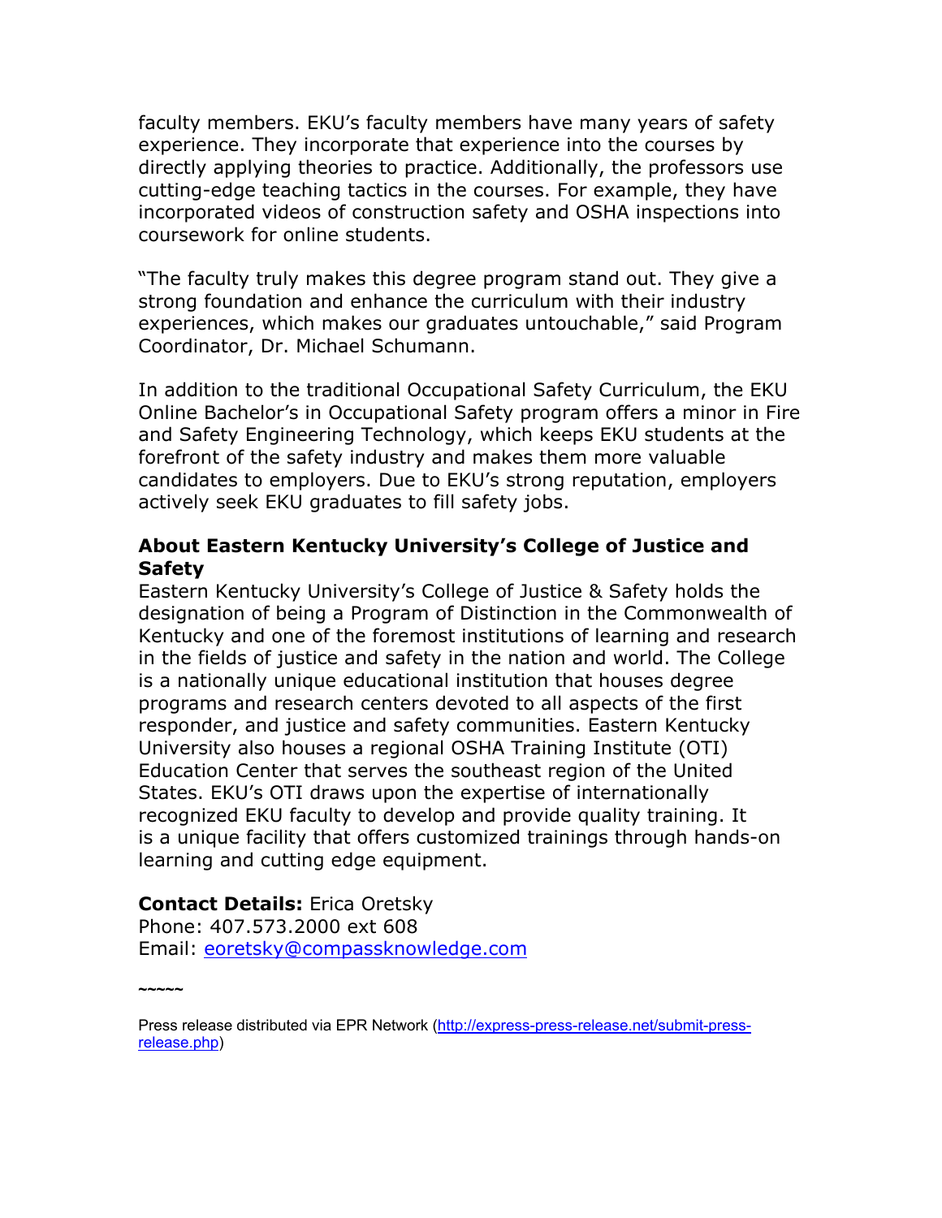faculty members. EKU's faculty members have many years of safety experience. They incorporate that experience into the courses by directly applying theories to practice. Additionally, the professors use cutting-edge teaching tactics in the courses. For example, they have incorporated videos of construction safety and OSHA inspections into coursework for online students.

"The faculty truly makes this degree program stand out. They give a strong foundation and enhance the curriculum with their industry experiences, which makes our graduates untouchable," said Program Coordinator, Dr. Michael Schumann.

In addition to the traditional Occupational Safety Curriculum, the EKU Online Bachelor's in Occupational Safety program offers a minor in Fire and Safety Engineering Technology, which keeps EKU students at the forefront of the safety industry and makes them more valuable candidates to employers. Due to EKU's strong reputation, employers actively seek EKU graduates to fill safety jobs.

**About Eastern Kentucky University's College of Justice and Safety**

Eastern Kentucky University's College of Justice & Safety holds the designation of being a Program of Distinction in the Commonwealth of Kentucky and one of the foremost institutions of learning and research in the fields of justice and safety in the nation and world. The College is a nationally unique educational institution that houses degree programs and research centers devoted to all aspects of the first responder, and justice and safety communities. Eastern Kentucky University also houses a regional OSHA Training Institute (OTI) Education Center that serves the southeast region of the United States. EKU's OTI draws upon the expertise of internationally recognized EKU faculty to develop and provide quality training. It is a unique facility that offers customized trainings through hands-on learning and cutting edge equipment.

**Contact Details:** Erica Oretsky
Phone: 407.573.2000 ext 608
Email: eoretsky@compassknowledge.com

~~~~~

Press release distributed via EPR Network (http://express-press-release.net/submit-press-release.php)